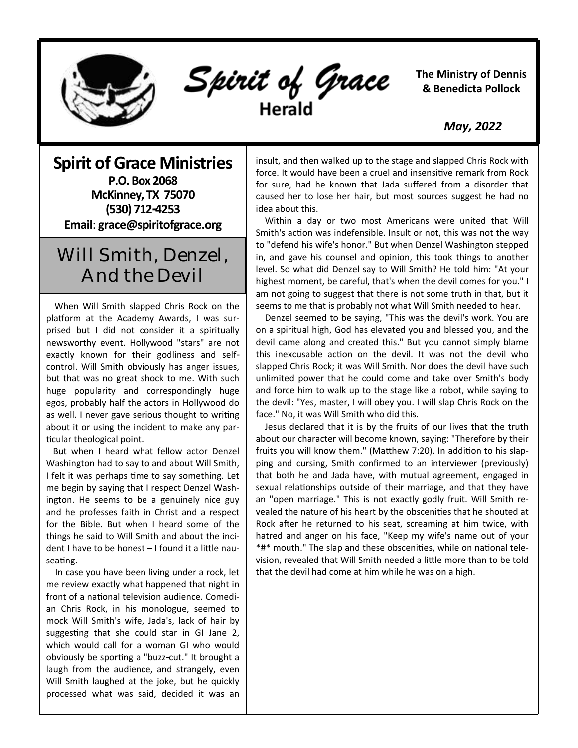# Spirit of Grace Herald

**The Ministry of Dennis & Benedicta Pollock**

*May, 2022*

## Spirit of Grace Ministries

**P.O. Box 2068**
**McKinney, TX 75070**
**(530) 712-4253**
**Email**: **grace@spiritofgrace.org**

## Will Smith, Denzel, And the Devil

When Will Smith slapped Chris Rock on the platform at the Academy Awards, I was surprised but I did not consider it a spiritually newsworthy event. Hollywood "stars" are not exactly known for their godliness and self-control. Will Smith obviously has anger issues, but that was no great shock to me. With such huge popularity and correspondingly huge egos, probably half the actors in Hollywood do as well. I never gave serious thought to writing about it or using the incident to make any particular theological point.

But when I heard what fellow actor Denzel Washington had to say to and about Will Smith, I felt it was perhaps time to say something. Let me begin by saying that I respect Denzel Washington. He seems to be a genuinely nice guy and he professes faith in Christ and a respect for the Bible. But when I heard some of the things he said to Will Smith and about the incident I have to be honest – I found it a little nauseating.

In case you have been living under a rock, let me review exactly what happened that night in front of a national television audience. Comedian Chris Rock, in his monologue, seemed to mock Will Smith's wife, Jada's, lack of hair by suggesting that she could star in GI Jane 2, which would call for a woman GI who would obviously be sporting a "buzz-cut." It brought a laugh from the audience, and strangely, even Will Smith laughed at the joke, but he quickly processed what was said, decided it was an insult, and then walked up to the stage and slapped Chris Rock with force. It would have been a cruel and insensitive remark from Rock for sure, had he known that Jada suffered from a disorder that caused her to lose her hair, but most sources suggest he had no idea about this.

Within a day or two most Americans were united that Will Smith's action was indefensible. Insult or not, this was not the way to "defend his wife's honor." But when Denzel Washington stepped in, and gave his counsel and opinion, this took things to another level. So what did Denzel say to Will Smith? He told him: "At your highest moment, be careful, that's when the devil comes for you." I am not going to suggest that there is not some truth in that, but it seems to me that is probably not what Will Smith needed to hear.

Denzel seemed to be saying, "This was the devil's work. You are on a spiritual high, God has elevated you and blessed you, and the devil came along and created this." But you cannot simply blame this inexcusable action on the devil. It was not the devil who slapped Chris Rock; it was Will Smith. Nor does the devil have such unlimited power that he could come and take over Smith's body and force him to walk up to the stage like a robot, while saying to the devil: "Yes, master, I will obey you. I will slap Chris Rock on the face." No, it was Will Smith who did this.

Jesus declared that it is by the fruits of our lives that the truth about our character will become known, saying: "Therefore by their fruits you will know them." (Matthew 7:20). In addition to his slapping and cursing, Smith confirmed to an interviewer (previously) that both he and Jada have, with mutual agreement, engaged in sexual relationships outside of their marriage, and that they have an "open marriage." This is not exactly godly fruit. Will Smith revealed the nature of his heart by the obscenities that he shouted at Rock after he returned to his seat, screaming at him twice, with hatred and anger on his face, "Keep my wife's name out of your *#* mouth." The slap and these obscenities, while on national television, revealed that Will Smith needed a little more than to be told that the devil had come at him while he was on a high.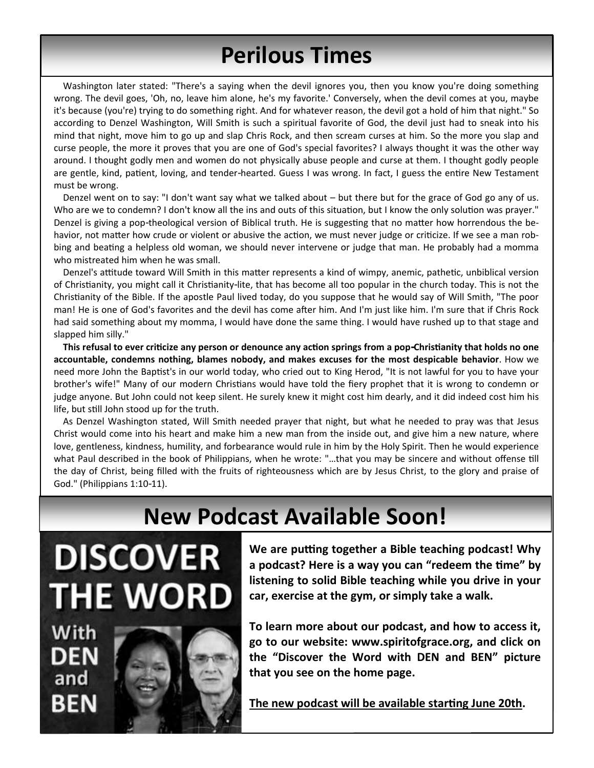# Perilous Times

Washington later stated: "There's a saying when the devil ignores you, then you know you're doing something wrong. The devil goes, 'Oh, no, leave him alone, he's my favorite.' Conversely, when the devil comes at you, maybe it's because (you're) trying to do something right. And for whatever reason, the devil got a hold of him that night." So according to Denzel Washington, Will Smith is such a spiritual favorite of God, the devil just had to sneak into his mind that night, move him to go up and slap Chris Rock, and then scream curses at him. So the more you slap and curse people, the more it proves that you are one of God's special favorites? I always thought it was the other way around. I thought godly men and women do not physically abuse people and curse at them. I thought godly people are gentle, kind, patient, loving, and tender-hearted. Guess I was wrong. In fact, I guess the entire New Testament must be wrong.

Denzel went on to say: "I don't want say what we talked about – but there but for the grace of God go any of us. Who are we to condemn? I don't know all the ins and outs of this situation, but I know the only solution was prayer." Denzel is giving a pop-theological version of Biblical truth. He is suggesting that no matter how horrendous the behavior, not matter how crude or violent or abusive the action, we must never judge or criticize. If we see a man robbing and beating a helpless old woman, we should never intervene or judge that man. He probably had a momma who mistreated him when he was small.

Denzel's attitude toward Will Smith in this matter represents a kind of wimpy, anemic, pathetic, unbiblical version of Christianity, you might call it Christianity-lite, that has become all too popular in the church today. This is not the Christianity of the Bible. If the apostle Paul lived today, do you suppose that he would say of Will Smith, "The poor man! He is one of God's favorites and the devil has come after him. And I'm just like him. I'm sure that if Chris Rock had said something about my momma, I would have done the same thing. I would have rushed up to that stage and slapped him silly."

**This refusal to ever criticize any person or denounce any action springs from a pop-Christianity that holds no one accountable, condemns nothing, blames nobody, and makes excuses for the most despicable behavior**. How we need more John the Baptist's in our world today, who cried out to King Herod, "It is not lawful for you to have your brother's wife!" Many of our modern Christians would have told the fiery prophet that it is wrong to condemn or judge anyone. But John could not keep silent. He surely knew it might cost him dearly, and it did indeed cost him his life, but still John stood up for the truth.

As Denzel Washington stated, Will Smith needed prayer that night, but what he needed to pray was that Jesus Christ would come into his heart and make him a new man from the inside out, and give him a new nature, where love, gentleness, kindness, humility, and forbearance would rule in him by the Holy Spirit. Then he would experience what Paul described in the book of Philippians, when he wrote: "…that you may be sincere and without offense till the day of Christ, being filled with the fruits of righteousness which are by Jesus Christ, to the glory and praise of God." (Philippians 1:10-11).

# New Podcast Available Soon!

DISCOVER THE WORD With DEN and BEN

**We are putting together a Bible teaching podcast! Why a podcast? Here is a way you can "redeem the time" by listening to solid Bible teaching while you drive in your car, exercise at the gym, or simply take a walk.**

**To learn more about our podcast, and how to access it, go to our website: www.spiritofgrace.org, and click on the "Discover the Word with DEN and BEN" picture that you see on the home page.**

**<u>The new podcast will be available starting June 20th</u>.**